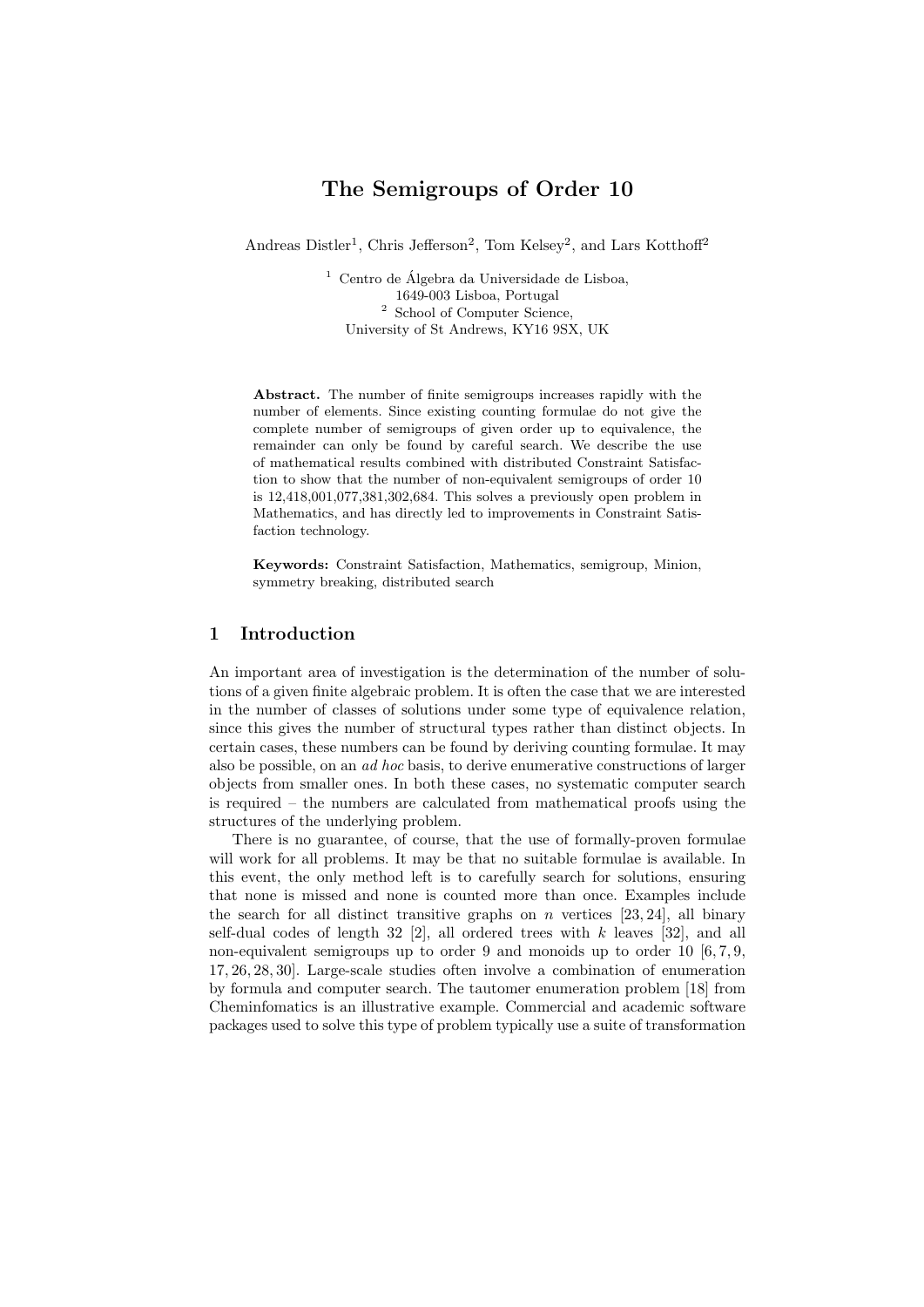# The Semigroups of Order 10

Andreas Distler[1], Chris Jefferson[2], Tom Kelsey[2], and Lars Kotthoff[2]

[1] Centro de Álgebra da Universidade de Lisboa, 1649-003 Lisboa, Portugal
[2] School of Computer Science, University of St Andrews, KY16 9SX, UK

**Abstract.** The number of finite semigroups increases rapidly with the number of elements. Since existing counting formulae do not give the complete number of semigroups of given order up to equivalence, the remainder can only be found by careful search. We describe the use of mathematical results combined with distributed Constraint Satisfaction to show that the number of non-equivalent semigroups of order 10 is 12,418,001,077,381,302,684. This solves a previously open problem in Mathematics, and has directly led to improvements in Constraint Satisfaction technology.

**Keywords:** Constraint Satisfaction, Mathematics, semigroup, Minion, symmetry breaking, distributed search

## 1 Introduction

An important area of investigation is the determination of the number of solutions of a given finite algebraic problem. It is often the case that we are interested in the number of classes of solutions under some type of equivalence relation, since this gives the number of structural types rather than distinct objects. In certain cases, these numbers can be found by deriving counting formulae. It may also be possible, on an *ad hoc* basis, to derive enumerative constructions of larger objects from smaller ones. In both these cases, no systematic computer search is required – the numbers are calculated from mathematical proofs using the structures of the underlying problem.

There is no guarantee, of course, that the use of formally-proven formulae will work for all problems. It may be that no suitable formulae is available. In this event, the only method left is to carefully search for solutions, ensuring that none is missed and none is counted more than once. Examples include the search for all distinct transitive graphs on $n$ vertices [23, 24], all binary self-dual codes of length 32 [2], all ordered trees with $k$ leaves [32], and all non-equivalent semigroups up to order 9 and monoids up to order 10 [6, 7, 9, 17, 26, 28, 30]. Large-scale studies often involve a combination of enumeration by formula and computer search. The tautomer enumeration problem [18] from Cheminfomatics is an illustrative example. Commercial and academic software packages used to solve this type of problem typically use a suite of transformation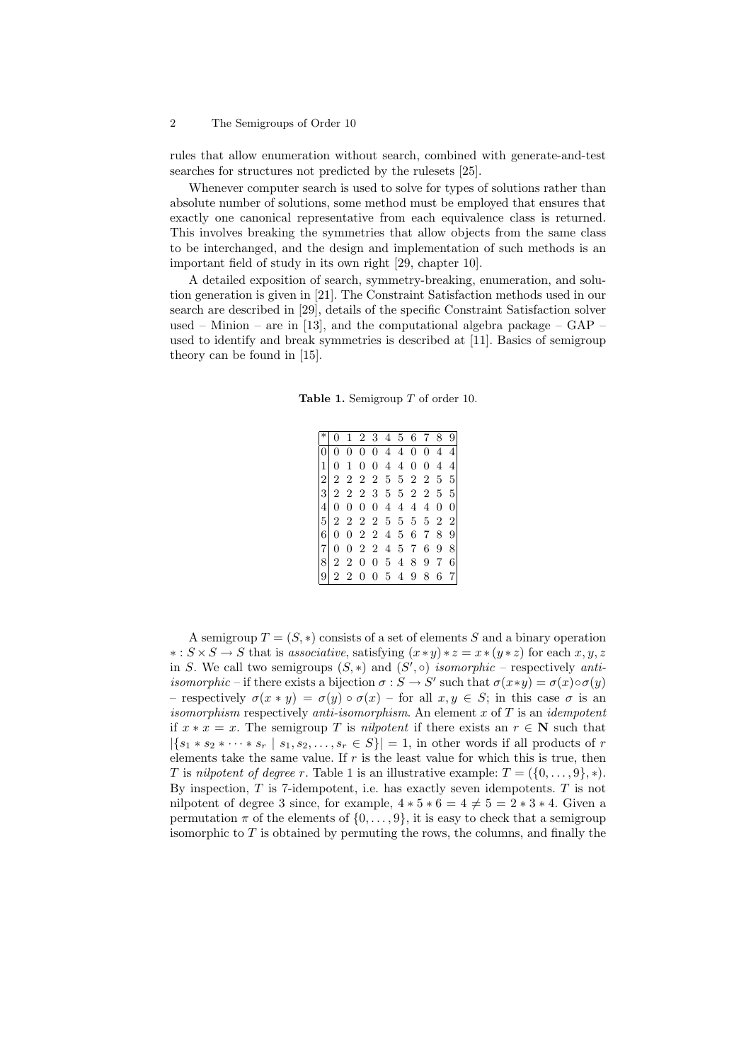rules that allow enumeration without search, combined with generate-and-test searches for structures not predicted by the rulesets [25].

Whenever computer search is used to solve for types of solutions rather than absolute number of solutions, some method must be employed that ensures that exactly one canonical representative from each equivalence class is returned. This involves breaking the symmetries that allow objects from the same class to be interchanged, and the design and implementation of such methods is an important field of study in its own right [29, chapter 10].

A detailed exposition of search, symmetry-breaking, enumeration, and solution generation is given in [21]. The Constraint Satisfaction methods used in our search are described in [29], details of the specific Constraint Satisfaction solver used – Minion – are in [13], and the computational algebra package – GAP – used to identify and break symmetries is described at [11]. Basics of semigroup theory can be found in [15].

**Table 1.** Semigroup $T$ of order 10.

| * | 0 | 1 | 2 | 3 | 4 | 5 | 6 | 7 | 8 | 9 |
|---|---|---|---|---|---|---|---|---|---|---|
| 0 | 0 | 0 | 0 | 0 | 4 | 4 | 0 | 0 | 4 | 4 |
| 1 | 0 | 1 | 0 | 0 | 4 | 4 | 0 | 0 | 4 | 4 |
| 2 | 2 | 2 | 2 | 2 | 5 | 5 | 2 | 2 | 5 | 5 |
| 3 | 2 | 2 | 2 | 3 | 5 | 5 | 2 | 2 | 5 | 5 |
| 4 | 0 | 0 | 0 | 0 | 4 | 4 | 4 | 4 | 0 | 0 |
| 5 | 2 | 2 | 2 | 2 | 5 | 5 | 5 | 5 | 2 | 2 |
| 6 | 0 | 0 | 2 | 2 | 4 | 5 | 6 | 7 | 8 | 9 |
| 7 | 0 | 0 | 2 | 2 | 4 | 5 | 7 | 6 | 9 | 8 |
| 8 | 2 | 2 | 0 | 0 | 5 | 4 | 8 | 9 | 7 | 6 |
| 9 | 2 | 2 | 0 | 0 | 5 | 4 | 9 | 8 | 6 | 7 |

A semigroup $T = (S, *)$ consists of a set of elements $S$ and a binary operation $* : S \times S \rightarrow S$ that is *associative*, satisfying $(x * y) * z = x * (y * z)$ for each $x, y, z$ in $S$. We call two semigroups $(S, *)$ and $(S', \circ)$ *isomorphic* – respectively *anti-isomorphic* – if there exists a bijection $\sigma : S \rightarrow S'$ such that $\sigma(x*y) = \sigma(x) \circ \sigma(y)$ – respectively $\sigma(x * y) = \sigma(y) \circ \sigma(x)$ – for all $x, y \in S$; in this case $\sigma$ is an *isomorphism* respectively *anti-isomorphism*. An element $x$ of $T$ is an *idempotent* if $x * x = x$. The semigroup $T$ is *nilpotent* if there exists an $r \in \mathbf{N}$ such that $|\{s_1 * s_2 * \cdots * s_r \mid s_1, s_2, \ldots, s_r \in S\}| = 1$, in other words if all products of $r$ elements take the same value. If $r$ is the least value for which this is true, then $T$ is *nilpotent of degree* $r$. Table 1 is an illustrative example: $T = (\{0, \ldots, 9\}, *)$. By inspection, $T$ is 7-idempotent, i.e. has exactly seven idempotents. $T$ is not nilpotent of degree 3 since, for example, $4 * 5 * 6 = 4 \neq 5 = 2 * 3 * 4$. Given a permutation $\pi$ of the elements of $\{0, \ldots, 9\}$, it is easy to check that a semigroup isomorphic to $T$ is obtained by permuting the rows, the columns, and finally the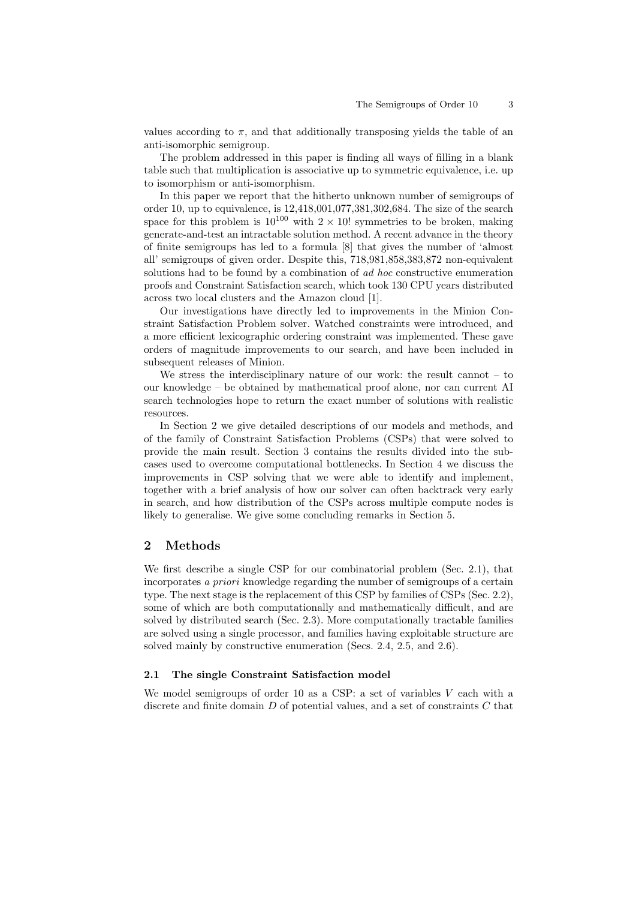values according to $\pi$, and that additionally transposing yields the table of an anti-isomorphic semigroup.

The problem addressed in this paper is finding all ways of filling in a blank table such that multiplication is associative up to symmetric equivalence, i.e. up to isomorphism or anti-isomorphism.

In this paper we report that the hitherto unknown number of semigroups of order 10, up to equivalence, is 12,418,001,077,381,302,684. The size of the search space for this problem is $10^{100}$ with $2 \times 10!$ symmetries to be broken, making generate-and-test an intractable solution method. A recent advance in the theory of finite semigroups has led to a formula [8] that gives the number of 'almost all' semigroups of given order. Despite this, 718,981,858,383,872 non-equivalent solutions had to be found by a combination of *ad hoc* constructive enumeration proofs and Constraint Satisfaction search, which took 130 CPU years distributed across two local clusters and the Amazon cloud [1].

Our investigations have directly led to improvements in the Minion Constraint Satisfaction Problem solver. Watched constraints were introduced, and a more efficient lexicographic ordering constraint was implemented. These gave orders of magnitude improvements to our search, and have been included in subsequent releases of Minion.

We stress the interdisciplinary nature of our work: the result cannot – to our knowledge – be obtained by mathematical proof alone, nor can current AI search technologies hope to return the exact number of solutions with realistic resources.

In Section 2 we give detailed descriptions of our models and methods, and of the family of Constraint Satisfaction Problems (CSPs) that were solved to provide the main result. Section 3 contains the results divided into the subcases used to overcome computational bottlenecks. In Section 4 we discuss the improvements in CSP solving that we were able to identify and implement, together with a brief analysis of how our solver can often backtrack very early in search, and how distribution of the CSPs across multiple compute nodes is likely to generalise. We give some concluding remarks in Section 5.

## 2 Methods

We first describe a single CSP for our combinatorial problem (Sec. 2.1), that incorporates *a priori* knowledge regarding the number of semigroups of a certain type. The next stage is the replacement of this CSP by families of CSPs (Sec. 2.2), some of which are both computationally and mathematically difficult, and are solved by distributed search (Sec. 2.3). More computationally tractable families are solved using a single processor, and families having exploitable structure are solved mainly by constructive enumeration (Secs. 2.4, 2.5, and 2.6).

### 2.1 The single Constraint Satisfaction model

We model semigroups of order 10 as a CSP: a set of variables $V$ each with a discrete and finite domain $D$ of potential values, and a set of constraints $C$ that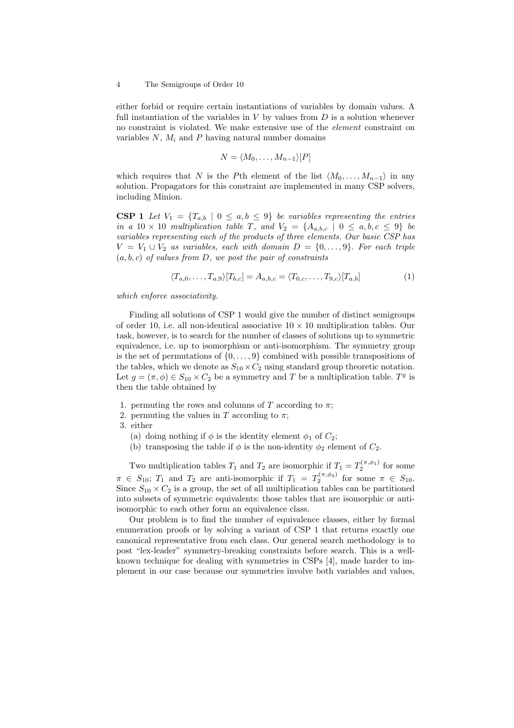either forbid or require certain instantiations of variables by domain values. A full instantiation of the variables in $V$ by values from $D$ is a solution whenever no constraint is violated. We make extensive use of the *element* constraint on variables $N$, $M_i$ and $P$ having natural number domains

$$N = \langle M_0, \ldots, M_{n-1} \rangle [P]$$

which requires that $N$ is the $P$th element of the list $\langle M_0, \ldots, M_{n-1} \rangle$ in any solution. Propagators for this constraint are implemented in many CSP solvers, including Minion.

**CSP 1** *Let $V_1 = \{T_{a,b} \mid 0 \leq a, b \leq 9\}$ be variables representing the entries in a $10 \times 10$ multiplication table $T$, and $V_2 = \{A_{a,b,c} \mid 0 \leq a, b, c \leq 9\}$ be variables representing each of the products of three elements. Our basic CSP has $V = V_1 \cup V_2$ as variables, each with domain $D = \{0, \ldots, 9\}$. For each triple $(a, b, c)$ of values from $D$, we post the pair of constraints*

$$\langle T_{a,0}, \ldots, T_{a,9} \rangle [T_{b,c}] = A_{a,b,c} = \langle T_{0,c}, \ldots, T_{9,c} \rangle [T_{a,b}] \tag{1}$$

*which enforce associativity.*

Finding all solutions of CSP 1 would give the number of distinct semigroups of order 10, i.e. all non-identical associative $10 \times 10$ multiplication tables. Our task, however, is to search for the number of classes of solutions up to symmetric equivalence, i.e. up to isomorphism or anti-isomorphism. The symmetry group is the set of permutations of $\{0, \ldots, 9\}$ combined with possible transpositions of the tables, which we denote as $S_{10} \times C_2$ using standard group theoretic notation. Let $g = (\pi, \phi) \in S_{10} \times C_2$ be a symmetry and $T$ be a multiplication table. $T^g$ is then the table obtained by

1. permuting the rows and columns of $T$ according to $\pi$;
2. permuting the values in $T$ according to $\pi$;
3. either
   (a) doing nothing if $\phi$ is the identity element $\phi_1$ of $C_2$;
   (b) transposing the table if $\phi$ is the non-identity $\phi_2$ element of $C_2$.

Two multiplication tables $T_1$ and $T_2$ are isomorphic if $T_1 = T_2^{(\pi,\phi_1)}$ for some $\pi \in S_{10}$; $T_1$ and $T_2$ are anti-isomorphic if $T_1 = T_2^{(\pi,\phi_2)}$ for some $\pi \in S_{10}$. Since $S_{10} \times C_2$ is a group, the set of all multiplication tables can be partitioned into subsets of symmetric equivalents: those tables that are isomorphic or anti-isomorphic to each other form an equivalence class.

Our problem is to find the number of equivalence classes, either by formal enumeration proofs or by solving a variant of CSP 1 that returns exactly one canonical representative from each class. Our general search methodology is to post "lex-leader" symmetry-breaking constraints before search. This is a well-known technique for dealing with symmetries in CSPs [4], made harder to implement in our case because our symmetries involve both variables and values,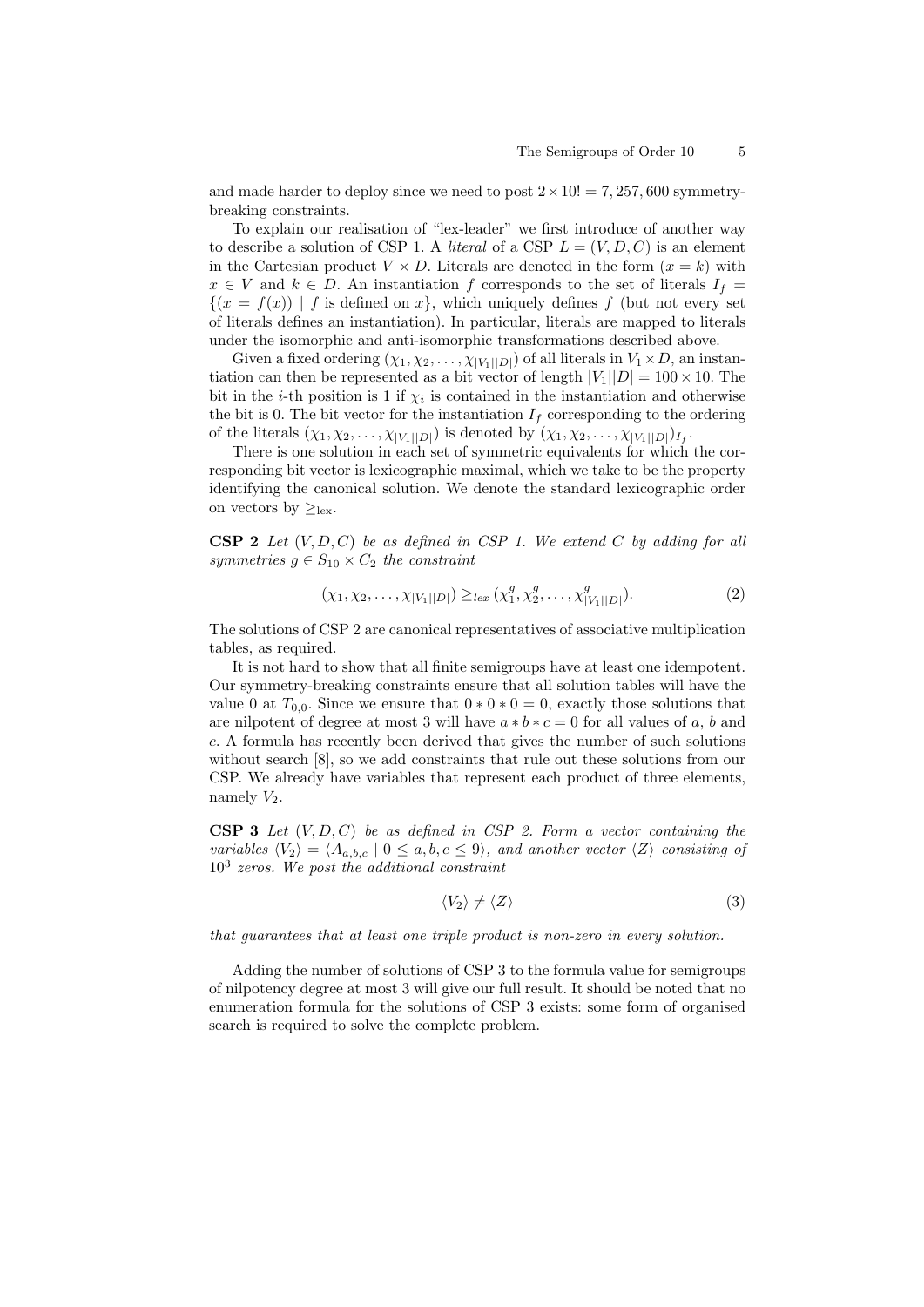and made harder to deploy since we need to post $2 \times 10! = 7,257,600$ symmetry-breaking constraints.

To explain our realisation of "lex-leader" we first introduce of another way to describe a solution of CSP 1. A *literal* of a CSP $L = (V, D, C)$ is an element in the Cartesian product $V \times D$. Literals are denoted in the form $(x = k)$ with $x \in V$ and $k \in D$. An instantiation $f$ corresponds to the set of literals $I_f = \{(x = f(x)) \mid f \text{ is defined on } x\}$, which uniquely defines $f$ (but not every set of literals defines an instantiation). In particular, literals are mapped to literals under the isomorphic and anti-isomorphic transformations described above.

Given a fixed ordering $(\chi_1, \chi_2, \ldots, \chi_{|V_1||D|})$ of all literals in $V_1 \times D$, an instantiation can then be represented as a bit vector of length $|V_1||D| = 100 \times 10$. The bit in the $i$-th position is 1 if $\chi_i$ is contained in the instantiation and otherwise the bit is 0. The bit vector for the instantiation $I_f$ corresponding to the ordering of the literals $(\chi_1, \chi_2, \ldots, \chi_{|V_1||D|})$ is denoted by $(\chi_1, \chi_2, \ldots, \chi_{|V_1||D|})_{I_f}$.

There is one solution in each set of symmetric equivalents for which the corresponding bit vector is lexicographic maximal, which we take to be the property identifying the canonical solution. We denote the standard lexicographic order on vectors by $\geq_{\text{lex}}$.

**CSP 2** *Let $(V, D, C)$ be as defined in CSP 1. We extend $C$ by adding for all symmetries $g \in S_{10} \times C_2$ the constraint*

$$(\chi_1, \chi_2, \ldots, \chi_{|V_1||D|}) \geq_{lex} (\chi_1^g, \chi_2^g, \ldots, \chi_{|V_1||D|}^g). \tag{2}$$

The solutions of CSP 2 are canonical representatives of associative multiplication tables, as required.

It is not hard to show that all finite semigroups have at least one idempotent. Our symmetry-breaking constraints ensure that all solution tables will have the value 0 at $T_{0,0}$. Since we ensure that $0 * 0 * 0 = 0$, exactly those solutions that are nilpotent of degree at most 3 will have $a * b * c = 0$ for all values of $a$, $b$ and $c$. A formula has recently been derived that gives the number of such solutions without search [8], so we add constraints that rule out these solutions from our CSP. We already have variables that represent each product of three elements, namely $V_2$.

**CSP 3** *Let $(V, D, C)$ be as defined in CSP 2. Form a vector containing the variables $\langle V_2 \rangle = \langle A_{a,b,c} \mid 0 \leq a, b, c \leq 9 \rangle$, and another vector $\langle Z \rangle$ consisting of $10^3$ zeros. We post the additional constraint*

$$\langle V_2 \rangle \neq \langle Z \rangle \tag{3}$$

*that guarantees that at least one triple product is non-zero in every solution.*

Adding the number of solutions of CSP 3 to the formula value for semigroups of nilpotency degree at most 3 will give our full result. It should be noted that no enumeration formula for the solutions of CSP 3 exists: some form of organised search is required to solve the complete problem.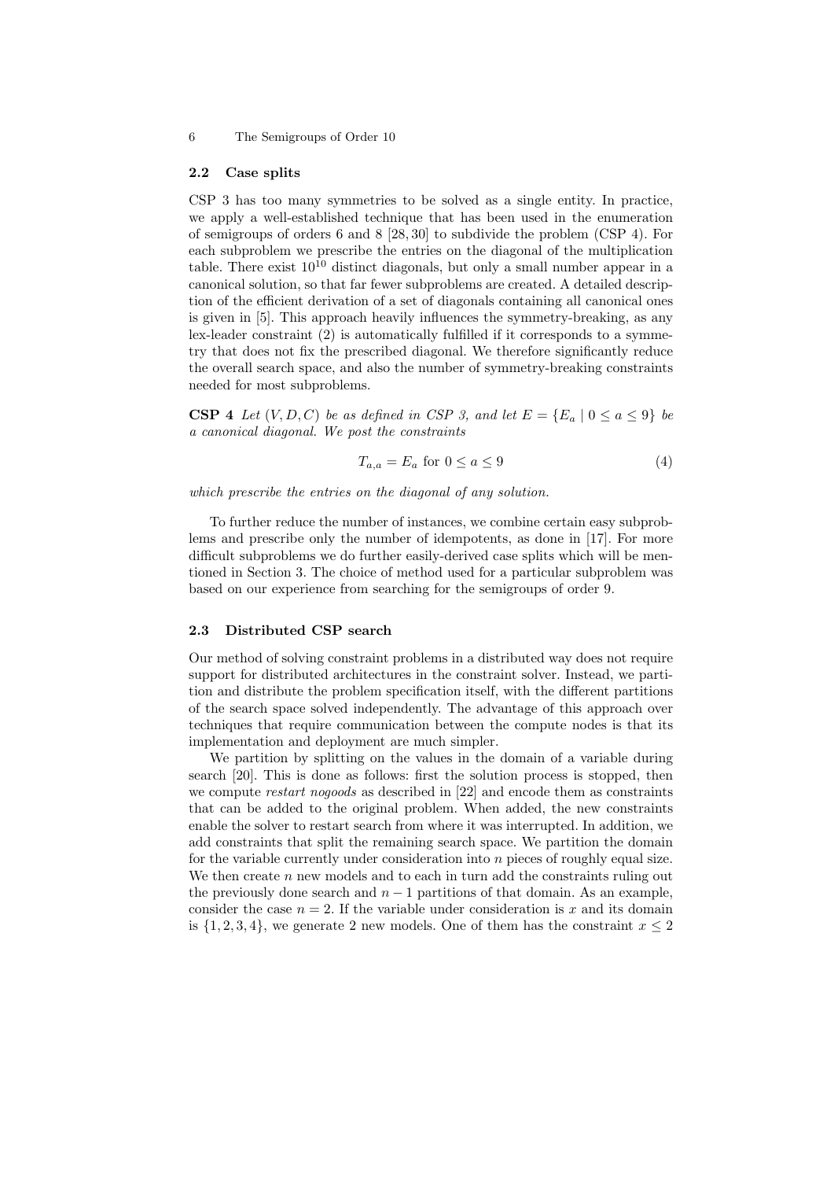### 2.2 Case splits

CSP 3 has too many symmetries to be solved as a single entity. In practice, we apply a well-established technique that has been used in the enumeration of semigroups of orders 6 and 8 [28, 30] to subdivide the problem (CSP 4). For each subproblem we prescribe the entries on the diagonal of the multiplication table. There exist $10^{10}$ distinct diagonals, but only a small number appear in a canonical solution, so that far fewer subproblems are created. A detailed description of the efficient derivation of a set of diagonals containing all canonical ones is given in [5]. This approach heavily influences the symmetry-breaking, as any lex-leader constraint (2) is automatically fulfilled if it corresponds to a symmetry that does not fix the prescribed diagonal. We therefore significantly reduce the overall search space, and also the number of symmetry-breaking constraints needed for most subproblems.

**CSP 4** *Let $(V, D, C)$ be as defined in CSP 3, and let $E = \{E_a \mid 0 \leq a \leq 9\}$ be a canonical diagonal. We post the constraints*

$$T_{a,a} = E_a \text{ for } 0 \leq a \leq 9 \tag{4}$$

*which prescribe the entries on the diagonal of any solution.*

To further reduce the number of instances, we combine certain easy subproblems and prescribe only the number of idempotents, as done in [17]. For more difficult subproblems we do further easily-derived case splits which will be mentioned in Section 3. The choice of method used for a particular subproblem was based on our experience from searching for the semigroups of order 9.

### 2.3 Distributed CSP search

Our method of solving constraint problems in a distributed way does not require support for distributed architectures in the constraint solver. Instead, we partition and distribute the problem specification itself, with the different partitions of the search space solved independently. The advantage of this approach over techniques that require communication between the compute nodes is that its implementation and deployment are much simpler.

We partition by splitting on the values in the domain of a variable during search [20]. This is done as follows: first the solution process is stopped, then we compute *restart nogoods* as described in [22] and encode them as constraints that can be added to the original problem. When added, the new constraints enable the solver to restart search from where it was interrupted. In addition, we add constraints that split the remaining search space. We partition the domain for the variable currently under consideration into $n$ pieces of roughly equal size. We then create $n$ new models and to each in turn add the constraints ruling out the previously done search and $n-1$ partitions of that domain. As an example, consider the case $n = 2$. If the variable under consideration is $x$ and its domain is $\{1, 2, 3, 4\}$, we generate 2 new models. One of them has the constraint $x \leq 2$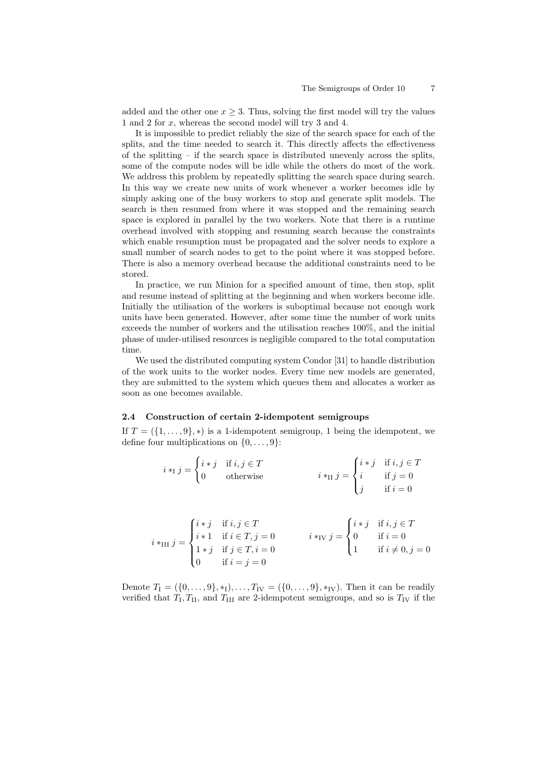added and the other one $x \geq 3$. Thus, solving the first model will try the values 1 and 2 for $x$, whereas the second model will try 3 and 4.

It is impossible to predict reliably the size of the search space for each of the splits, and the time needed to search it. This directly affects the effectiveness of the splitting – if the search space is distributed unevenly across the splits, some of the compute nodes will be idle while the others do most of the work. We address this problem by repeatedly splitting the search space during search. In this way we create new units of work whenever a worker becomes idle by simply asking one of the busy workers to stop and generate split models. The search is then resumed from where it was stopped and the remaining search space is explored in parallel by the two workers. Note that there is a runtime overhead involved with stopping and resuming search because the constraints which enable resumption must be propagated and the solver needs to explore a small number of search nodes to get to the point where it was stopped before. There is also a memory overhead because the additional constraints need to be stored.

In practice, we run Minion for a specified amount of time, then stop, split and resume instead of splitting at the beginning and when workers become idle. Initially the utilisation of the workers is suboptimal because not enough work units have been generated. However, after some time the number of work units exceeds the number of workers and the utilisation reaches 100%, and the initial phase of under-utilised resources is negligible compared to the total computation time.

We used the distributed computing system Condor [31] to handle distribution of the work units to the worker nodes. Every time new models are generated, they are submitted to the system which queues them and allocates a worker as soon as one becomes available.

### 2.4 Construction of certain 2-idempotent semigroups

If $T = (\{1, \dots, 9\}, *)$ is a 1-idempotent semigroup, 1 being the idempotent, we define four multiplications on $\{0, \dots, 9\}$:

$$i *_{\mathrm{I}} j = \begin{cases} i * j & \text{if } i, j \in T \\ 0 & \text{otherwise} \end{cases} \qquad i *_{\mathrm{II}} j = \begin{cases} i * j & \text{if } i, j \in T \\ i & \text{if } j = 0 \\ j & \text{if } i = 0 \end{cases}$$

$$i *_{\mathrm{III}} j = \begin{cases} i * j & \text{if } i, j \in T \\ i * 1 & \text{if } i \in T, j = 0 \\ 1 * j & \text{if } j \in T, i = 0 \\ 0 & \text{if } i = j = 0 \end{cases} \qquad i *_{\mathrm{IV}} j = \begin{cases} i * j & \text{if } i, j \in T \\ 0 & \text{if } i = 0 \\ 1 & \text{if } i \neq 0, j = 0 \end{cases}$$

Denote $T_{\mathrm{I}} = (\{0, \dots, 9\}, *_{\mathrm{I}}), \dots, T_{\mathrm{IV}} = (\{0, \dots, 9\}, *_{\mathrm{IV}})$. Then it can be readily verified that $T_{\mathrm{I}}, T_{\mathrm{II}}$, and $T_{\mathrm{III}}$ are 2-idempotent semigroups, and so is $T_{\mathrm{IV}}$ if the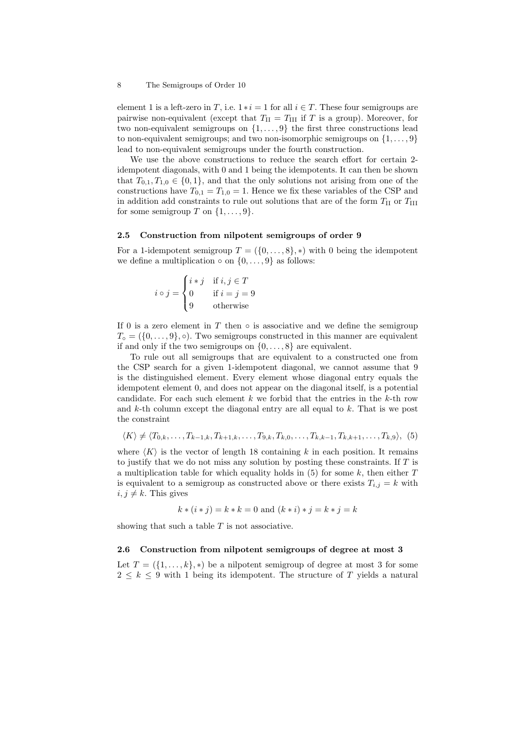element 1 is a left-zero in $T$, i.e. $1 * i = 1$ for all $i \in T$. These four semigroups are pairwise non-equivalent (except that $T_{\mathrm{II}} = T_{\mathrm{III}}$ if $T$ is a group). Moreover, for two non-equivalent semigroups on $\{1, \ldots, 9\}$ the first three constructions lead to non-equivalent semigroups; and two non-isomorphic semigroups on $\{1, \ldots, 9\}$ lead to non-equivalent semigroups under the fourth construction.

We use the above constructions to reduce the search effort for certain 2-idempotent diagonals, with 0 and 1 being the idempotents. It can then be shown that $T_{0,1}, T_{1,0} \in \{0, 1\}$, and that the only solutions not arising from one of the constructions have $T_{0,1} = T_{1,0} = 1$. Hence we fix these variables of the CSP and in addition add constraints to rule out solutions that are of the form $T_{\mathrm{II}}$ or $T_{\mathrm{III}}$ for some semigroup $T$ on $\{1, \ldots, 9\}$.

### 2.5 Construction from nilpotent semigroups of order 9

For a 1-idempotent semigroup $T = (\{0, \ldots, 8\}, *)$ with 0 being the idempotent we define a multiplication $\circ$ on $\{0, \ldots, 9\}$ as follows:

$$i \circ j = \begin{cases} i * j & \text{if } i, j \in T \\ 0 & \text{if } i = j = 9 \\ 9 & \text{otherwise} \end{cases}$$

If 0 is a zero element in $T$ then $\circ$ is associative and we define the semigroup $T_\circ = (\{0, \ldots, 9\}, \circ)$. Two semigroups constructed in this manner are equivalent if and only if the two semigroups on $\{0, \ldots, 8\}$ are equivalent.

To rule out all semigroups that are equivalent to a constructed one from the CSP search for a given 1-idempotent diagonal, we cannot assume that 9 is the distinguished element. Every element whose diagonal entry equals the idempotent element 0, and does not appear on the diagonal itself, is a potential candidate. For each such element $k$ we forbid that the entries in the $k$-th row and $k$-th column except the diagonal entry are all equal to $k$. That is we post the constraint

$$\langle K \rangle \neq \langle T_{0,k}, \ldots, T_{k-1,k}, T_{k+1,k}, \ldots, T_{9,k}, T_{k,0}, \ldots, T_{k,k-1}, T_{k,k+1}, \ldots, T_{k,9} \rangle, \quad (5)$$

where $\langle K \rangle$ is the vector of length 18 containing $k$ in each position. It remains to justify that we do not miss any solution by posting these constraints. If $T$ is a multiplication table for which equality holds in (5) for some $k$, then either $T$ is equivalent to a semigroup as constructed above or there exists $T_{i,j} = k$ with $i, j \neq k$. This gives

$$k * (i * j) = k * k = 0 \text{ and } (k * i) * j = k * j = k$$

showing that such a table $T$ is not associative.

### 2.6 Construction from nilpotent semigroups of degree at most 3

Let $T = (\{1, \ldots, k\}, *)$ be a nilpotent semigroup of degree at most 3 for some $2 \leq k \leq 9$ with 1 being its idempotent. The structure of $T$ yields a natural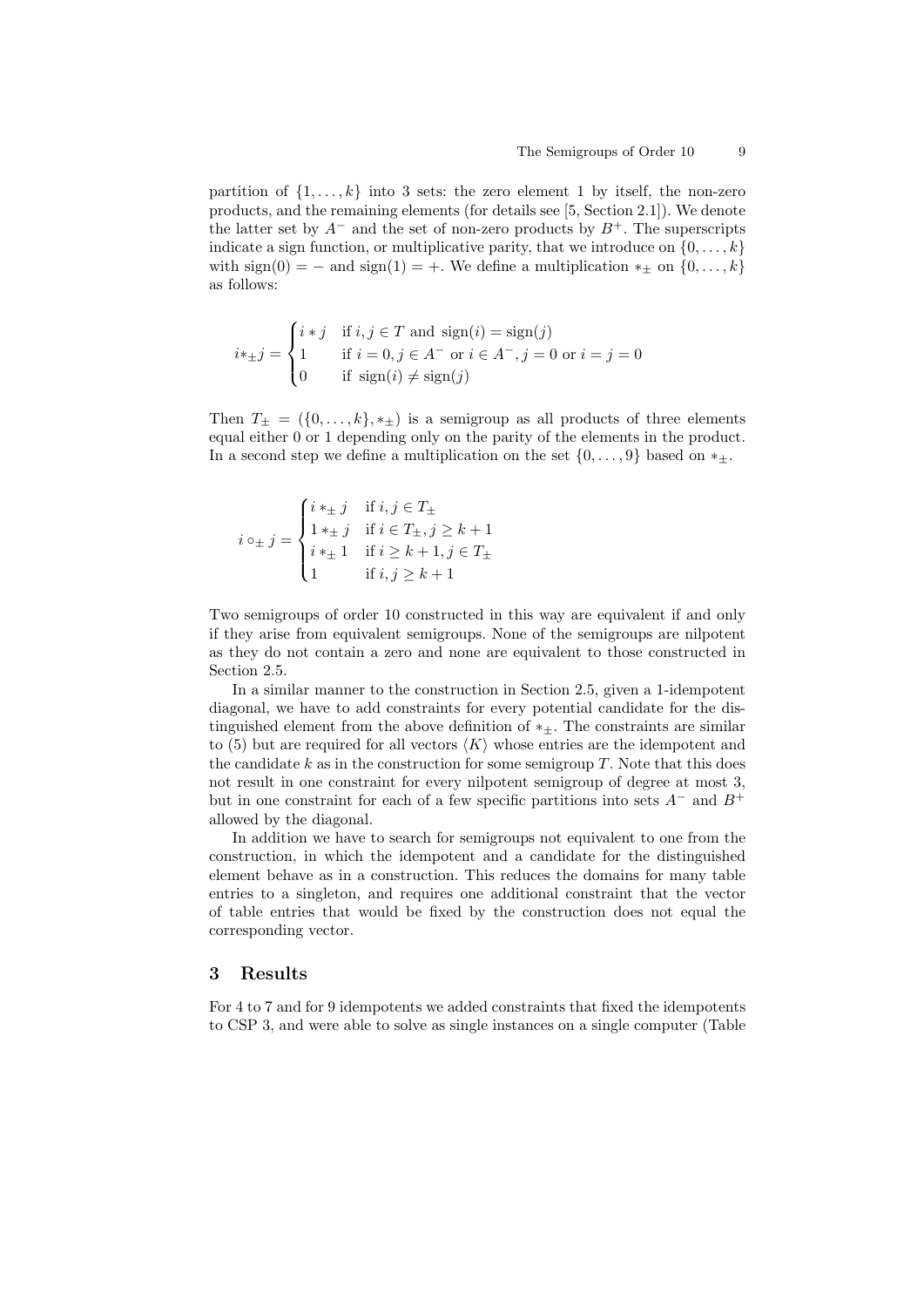partition of $\{1, \ldots, k\}$ into 3 sets: the zero element 1 by itself, the non-zero products, and the remaining elements (for details see [5, Section 2.1]). We denote the latter set by $A^-$ and the set of non-zero products by $B^+$. The superscripts indicate a sign function, or multiplicative parity, that we introduce on $\{0, \ldots, k\}$ with $\text{sign}(0) = -$ and $\text{sign}(1) = +$. We define a multiplication $*_\pm$ on $\{0, \ldots, k\}$ as follows:

$$
i *_\pm j = \begin{cases} i * j & \text{if } i, j \in T \text{ and } \text{sign}(i) = \text{sign}(j) \\ 1 & \text{if } i = 0, j \in A^- \text{ or } i \in A^-, j = 0 \text{ or } i = j = 0 \\ 0 & \text{if } \text{sign}(i) \neq \text{sign}(j) \end{cases}
$$

Then $T_\pm = (\{0, \ldots, k\}, *_\pm)$ is a semigroup as all products of three elements equal either 0 or 1 depending only on the parity of the elements in the product. In a second step we define a multiplication on the set $\{0, \ldots, 9\}$ based on $*_\pm$.

$$
i \circ_\pm j = \begin{cases} i *_\pm j & \text{if } i, j \in T_\pm \\ 1 *_\pm j & \text{if } i \in T_\pm, j \geq k+1 \\ i *_\pm 1 & \text{if } i \geq k+1, j \in T_\pm \\ 1 & \text{if } i, j \geq k+1 \end{cases}
$$

Two semigroups of order 10 constructed in this way are equivalent if and only if they arise from equivalent semigroups. None of the semigroups are nilpotent as they do not contain a zero and none are equivalent to those constructed in Section 2.5.

In a similar manner to the construction in Section 2.5, given a 1-idempotent diagonal, we have to add constraints for every potential candidate for the distinguished element from the above definition of $*_\pm$. The constraints are similar to (5) but are required for all vectors $\langle K \rangle$ whose entries are the idempotent and the candidate $k$ as in the construction for some semigroup $T$. Note that this does not result in one constraint for every nilpotent semigroup of degree at most 3, but in one constraint for each of a few specific partitions into sets $A^-$ and $B^+$ allowed by the diagonal.

In addition we have to search for semigroups not equivalent to one from the construction, in which the idempotent and a candidate for the distinguished element behave as in a construction. This reduces the domains for many table entries to a singleton, and requires one additional constraint that the vector of table entries that would be fixed by the construction does not equal the corresponding vector.

## 3 Results

For 4 to 7 and for 9 idempotents we added constraints that fixed the idempotents to CSP 3, and were able to solve as single instances on a single computer (Table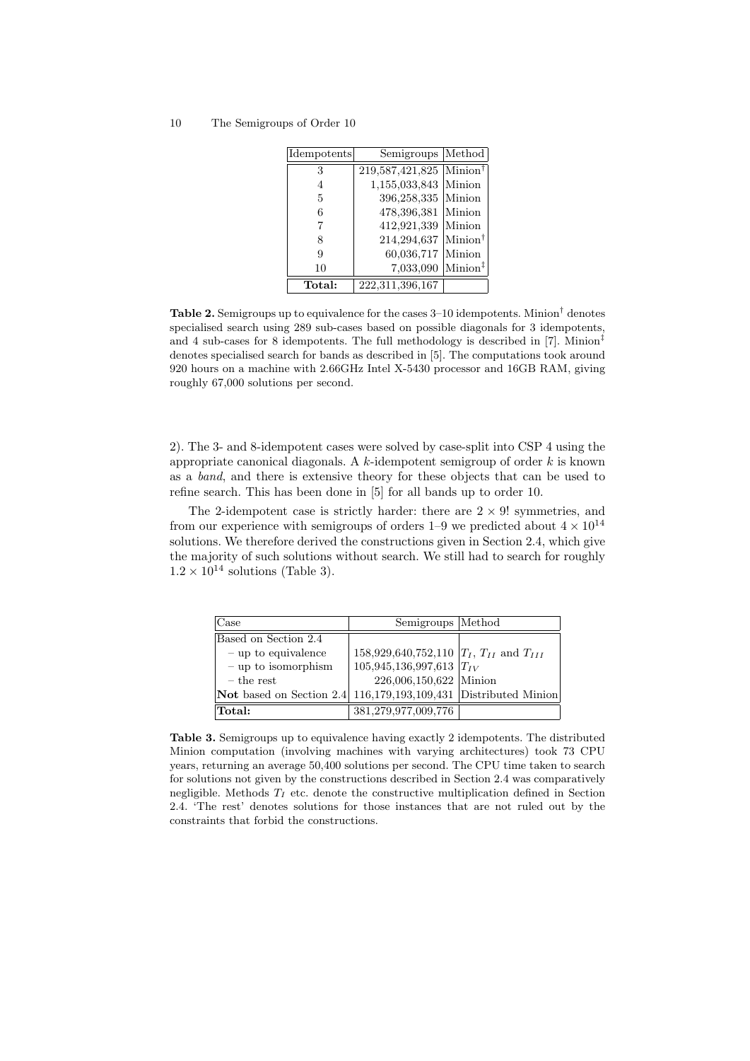| Idempotents | Semigroups | Method |
|---|---|---|
| 3 | 219,587,421,825 | Minion$^\dagger$ |
| 4 | 1,155,033,843 | Minion |
| 5 | 396,258,335 | Minion |
| 6 | 478,396,381 | Minion |
| 7 | 412,921,339 | Minion |
| 8 | 214,294,637 | Minion$^\dagger$ |
| 9 | 60,036,717 | Minion |
| 10 | 7,033,090 | Minion$^\ddagger$ |
| **Total:** | 222,311,396,167 | |

**Table 2.** Semigroups up to equivalence for the cases 3–10 idempotents. Minion$^\dagger$ denotes specialised search using 289 sub-cases based on possible diagonals for 3 idempotents, and 4 sub-cases for 8 idempotents. The full methodology is described in [7]. Minion$^\ddagger$ denotes specialised search for bands as described in [5]. The computations took around 920 hours on a machine with 2.66GHz Intel X-5430 processor and 16GB RAM, giving roughly 67,000 solutions per second.

2). The 3- and 8-idempotent cases were solved by case-split into CSP 4 using the appropriate canonical diagonals. A $k$-idempotent semigroup of order $k$ is known as a *band*, and there is extensive theory for these objects that can be used to refine search. This has been done in [5] for all bands up to order 10.

The 2-idempotent case is strictly harder: there are $2 \times 9!$ symmetries, and from our experience with semigroups of orders 1–9 we predicted about $4 \times 10^{14}$ solutions. We therefore derived the constructions given in Section 2.4, which give the majority of such solutions without search. We still had to search for roughly $1.2 \times 10^{14}$ solutions (Table 3).

| Case | Semigroups | Method |
|---|---|---|
| Based on Section 2.4 | | |
| – up to equivalence | 158,929,640,752,110 | $T_I$, $T_{II}$ and $T_{III}$ |
| – up to isomorphism | 105,945,136,997,613 | $T_{IV}$ |
| – the rest | 226,006,150,622 | Minion |
| **Not** based on Section 2.4 | 116,179,193,109,431 | Distributed Minion |
| **Total:** | 381,279,977,009,776 | |

**Table 3.** Semigroups up to equivalence having exactly 2 idempotents. The distributed Minion computation (involving machines with varying architectures) took 73 CPU years, returning an average 50,400 solutions per second. The CPU time taken to search for solutions not given by the constructions described in Section 2.4 was comparatively negligible. Methods $T_I$ etc. denote the constructive multiplication defined in Section 2.4. 'The rest' denotes solutions for those instances that are not ruled out by the constraints that forbid the constructions.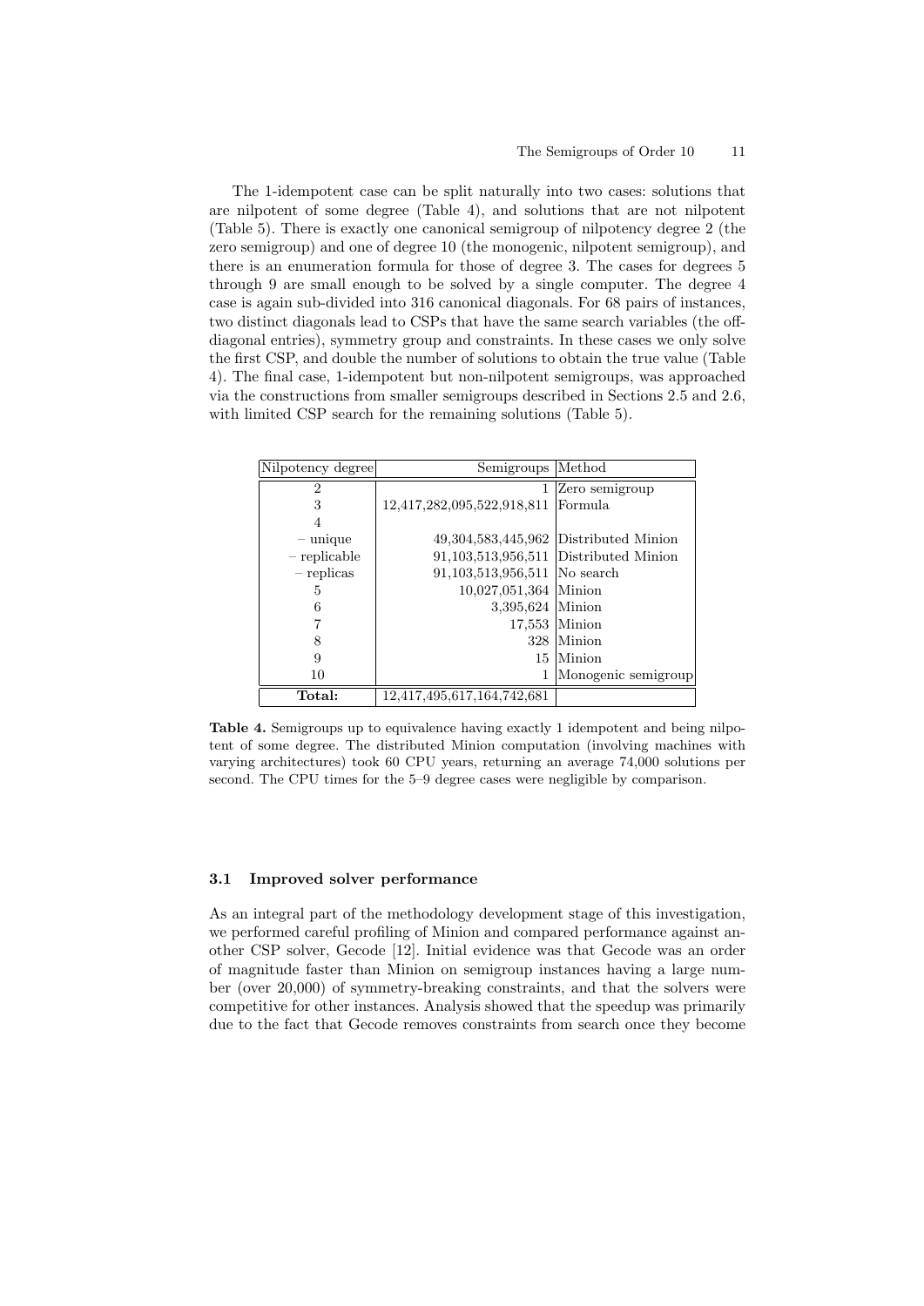The 1-idempotent case can be split naturally into two cases: solutions that are nilpotent of some degree (Table 4), and solutions that are not nilpotent (Table 5). There is exactly one canonical semigroup of nilpotency degree 2 (the zero semigroup) and one of degree 10 (the monogenic, nilpotent semigroup), and there is an enumeration formula for those of degree 3. The cases for degrees 5 through 9 are small enough to be solved by a single computer. The degree 4 case is again sub-divided into 316 canonical diagonals. For 68 pairs of instances, two distinct diagonals lead to CSPs that have the same search variables (the off-diagonal entries), symmetry group and constraints. In these cases we only solve the first CSP, and double the number of solutions to obtain the true value (Table 4). The final case, 1-idempotent but non-nilpotent semigroups, was approached via the constructions from smaller semigroups described in Sections 2.5 and 2.6, with limited CSP search for the remaining solutions (Table 5).

| Nilpotency degree | Semigroups | Method |
|---|---:|---|
| 2 | 1 | Zero semigroup |
| 3 | 12,417,282,095,522,918,811 | Formula |
| 4 | | |
| – unique | 49,304,583,445,962 | Distributed Minion |
| – replicable | 91,103,513,956,511 | Distributed Minion |
| – replicas | 91,103,513,956,511 | No search |
| 5 | 10,027,051,364 | Minion |
| 6 | 3,395,624 | Minion |
| 7 | 17,553 | Minion |
| 8 | 328 | Minion |
| 9 | 15 | Minion |
| 10 | 1 | Monogenic semigroup |
| **Total:** | 12,417,495,617,164,742,681 | |

**Table 4.** Semigroups up to equivalence having exactly 1 idempotent and being nilpotent of some degree. The distributed Minion computation (involving machines with varying architectures) took 60 CPU years, returning an average 74,000 solutions per second. The CPU times for the 5–9 degree cases were negligible by comparison.

### 3.1 Improved solver performance

As an integral part of the methodology development stage of this investigation, we performed careful profiling of Minion and compared performance against another CSP solver, Gecode [12]. Initial evidence was that Gecode was an order of magnitude faster than Minion on semigroup instances having a large number (over 20,000) of symmetry-breaking constraints, and that the solvers were competitive for other instances. Analysis showed that the speedup was primarily due to the fact that Gecode removes constraints from search once they become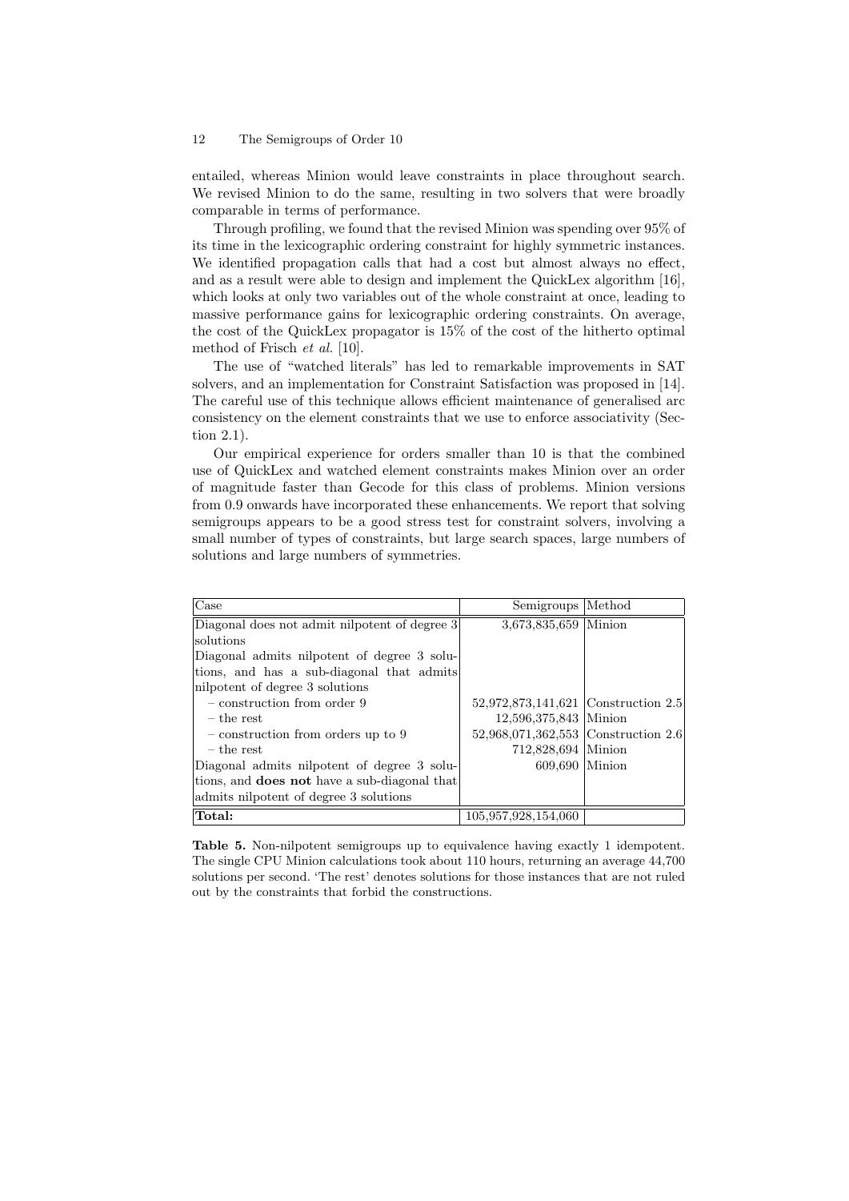entailed, whereas Minion would leave constraints in place throughout search. We revised Minion to do the same, resulting in two solvers that were broadly comparable in terms of performance.

Through profiling, we found that the revised Minion was spending over 95% of its time in the lexicographic ordering constraint for highly symmetric instances. We identified propagation calls that had a cost but almost always no effect, and as a result were able to design and implement the QuickLex algorithm [16], which looks at only two variables out of the whole constraint at once, leading to massive performance gains for lexicographic ordering constraints. On average, the cost of the QuickLex propagator is 15% of the cost of the hitherto optimal method of Frisch *et al.* [10].

The use of "watched literals" has led to remarkable improvements in SAT solvers, and an implementation for Constraint Satisfaction was proposed in [14]. The careful use of this technique allows efficient maintenance of generalised arc consistency on the element constraints that we use to enforce associativity (Section 2.1).

Our empirical experience for orders smaller than 10 is that the combined use of QuickLex and watched element constraints makes Minion over an order of magnitude faster than Gecode for this class of problems. Minion versions from 0.9 onwards have incorporated these enhancements. We report that solving semigroups appears to be a good stress test for constraint solvers, involving a small number of types of constraints, but large search spaces, large numbers of solutions and large numbers of symmetries.

| Case | Semigroups | Method |
|---|---|---|
| Diagonal does not admit nilpotent of degree 3 solutions | 3,673,835,659 | Minion |
| Diagonal admits nilpotent of degree 3 solutions, and has a sub-diagonal that admits nilpotent of degree 3 solutions | | |
| – construction from order 9 | 52,972,873,141,621 | Construction 2.5 |
| – the rest | 12,596,375,843 | Minion |
| – construction from orders up to 9 | 52,968,071,362,553 | Construction 2.6 |
| – the rest | 712,828,694 | Minion |
| Diagonal admits nilpotent of degree 3 solutions, and **does not** have a sub-diagonal that admits nilpotent of degree 3 solutions | 609,690 | Minion |
| **Total:** | 105,957,928,154,060 | |

**Table 5.** Non-nilpotent semigroups up to equivalence having exactly 1 idempotent. The single CPU Minion calculations took about 110 hours, returning an average 44,700 solutions per second. 'The rest' denotes solutions for those instances that are not ruled out by the constraints that forbid the constructions.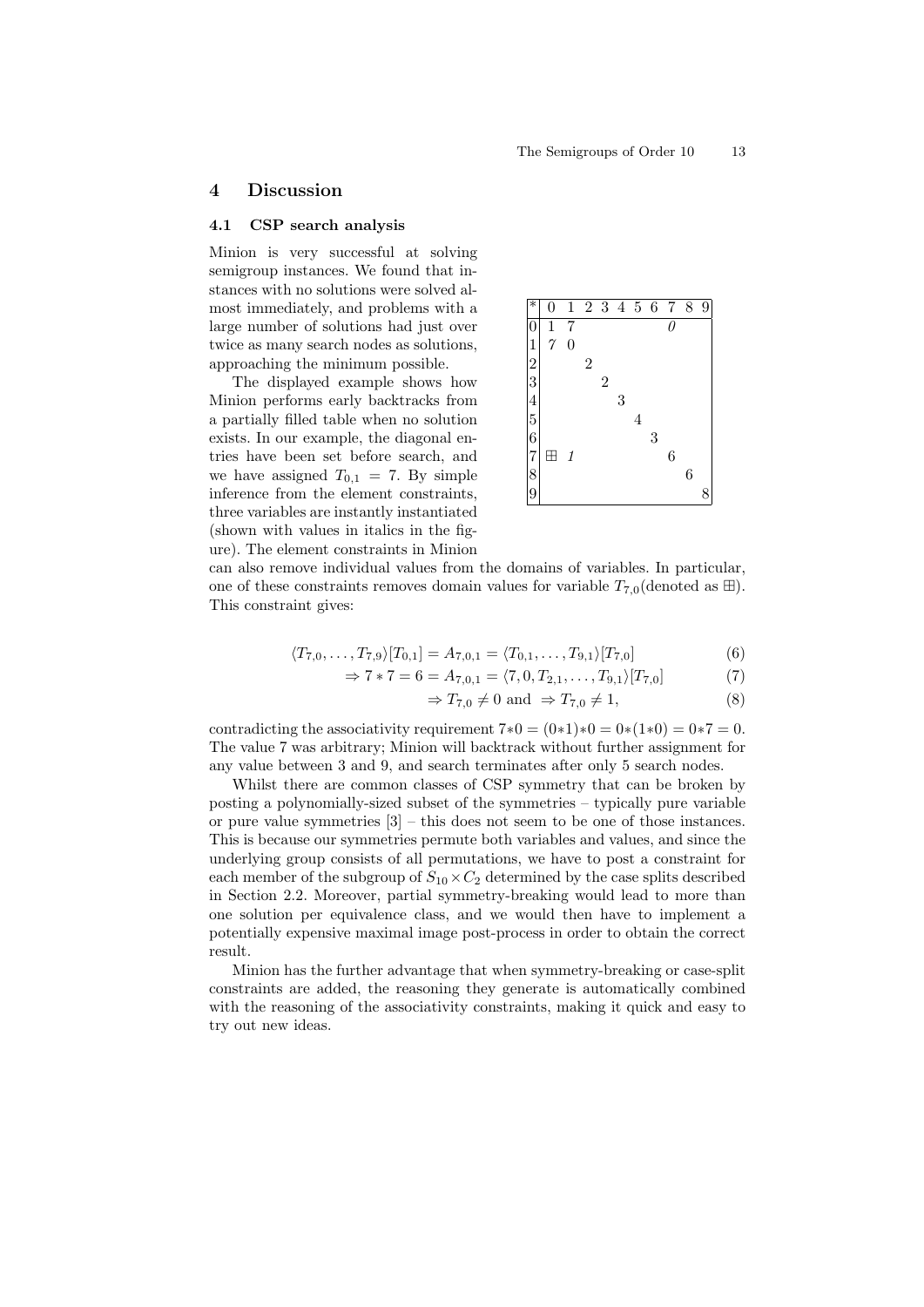## 4 Discussion

### 4.1 CSP search analysis

Minion is very successful at solving semigroup instances. We found that instances with no solutions were solved almost immediately, and problems with a large number of solutions had just over twice as many search nodes as solutions, approaching the minimum possible.

| * | 0 | 1 | 2 | 3 | 4 | 5 | 6 | 7 | 8 | 9 |
|---|---|---|---|---|---|---|---|---|---|---|
| 0 | 1 | 7 | | | | | | *0* | | |
| 1 | *7* | 0 | | | | | | | | |
| 2 | | | 2 | | | | | | | |
| 3 | | | | 2 | | | | | | |
| 4 | | | | | 3 | | | | | |
| 5 | | | | | | 4 | | | | |
| 6 | | | | | | | 3 | | | |
| 7 | ⊞ | *1* | | | | | | 6 | | |
| 8 | | | | | | | | | 6 | |
| 9 | | | | | | | | | | 8 |

The displayed example shows how Minion performs early backtracks from a partially filled table when no solution exists. In our example, the diagonal entries have been set before search, and we have assigned $T_{0,1} = 7$. By simple inference from the element constraints, three variables are instantly instantiated (shown with values in italics in the figure). The element constraints in Minion can also remove individual values from the domains of variables. In particular, one of these constraints removes domain values for variable $T_{7,0}$(denoted as ⊞). This constraint gives:

$$\langle T_{7,0}, \ldots, T_{7,9} \rangle [T_{0,1}] = A_{7,0,1} = \langle T_{0,1}, \ldots, T_{9,1} \rangle [T_{7,0}] \tag{6}$$

$$\Rightarrow 7 * 7 = 6 = A_{7,0,1} = \langle 7, 0, T_{2,1}, \ldots, T_{9,1} \rangle [T_{7,0}] \tag{7}$$

$$\Rightarrow T_{7,0} \neq 0 \text{ and } \Rightarrow T_{7,0} \neq 1, \tag{8}$$

contradicting the associativity requirement $7{*}0 = (0{*}1){*}0 = 0{*}(1{*}0) = 0{*}7 = 0$. The value 7 was arbitrary; Minion will backtrack without further assignment for any value between 3 and 9, and search terminates after only 5 search nodes.

Whilst there are common classes of CSP symmetry that can be broken by posting a polynomially-sized subset of the symmetries – typically pure variable or pure value symmetries [3] – this does not seem to be one of those instances. This is because our symmetries permute both variables and values, and since the underlying group consists of all permutations, we have to post a constraint for each member of the subgroup of $S_{10} \times C_2$ determined by the case splits described in Section 2.2. Moreover, partial symmetry-breaking would lead to more than one solution per equivalence class, and we would then have to implement a potentially expensive maximal image post-process in order to obtain the correct result.

Minion has the further advantage that when symmetry-breaking or case-split constraints are added, the reasoning they generate is automatically combined with the reasoning of the associativity constraints, making it quick and easy to try out new ideas.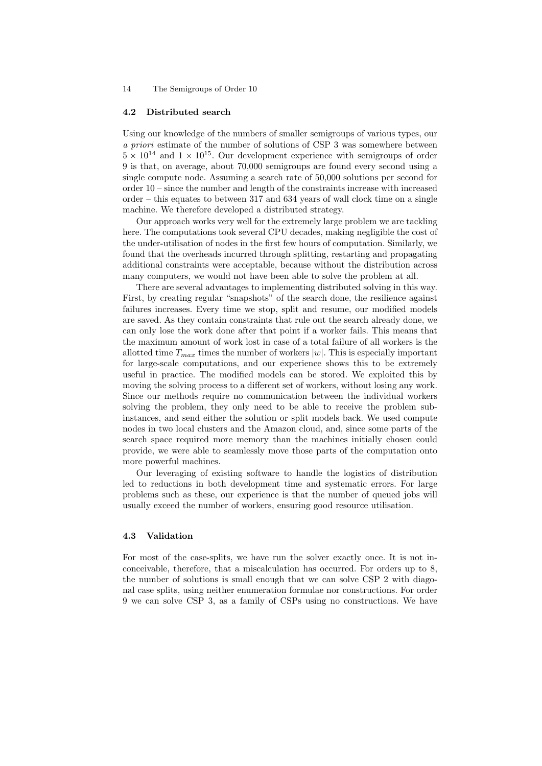### 4.2 Distributed search

Using our knowledge of the numbers of smaller semigroups of various types, our *a priori* estimate of the number of solutions of CSP 3 was somewhere between $5 \times 10^{14}$ and $1 \times 10^{15}$. Our development experience with semigroups of order 9 is that, on average, about 70,000 semigroups are found every second using a single compute node. Assuming a search rate of 50,000 solutions per second for order 10 – since the number and length of the constraints increase with increased order – this equates to between 317 and 634 years of wall clock time on a single machine. We therefore developed a distributed strategy.

Our approach works very well for the extremely large problem we are tackling here. The computations took several CPU decades, making negligible the cost of the under-utilisation of nodes in the first few hours of computation. Similarly, we found that the overheads incurred through splitting, restarting and propagating additional constraints were acceptable, because without the distribution across many computers, we would not have been able to solve the problem at all.

There are several advantages to implementing distributed solving in this way. First, by creating regular "snapshots" of the search done, the resilience against failures increases. Every time we stop, split and resume, our modified models are saved. As they contain constraints that rule out the search already done, we can only lose the work done after that point if a worker fails. This means that the maximum amount of work lost in case of a total failure of all workers is the allotted time $T_{max}$ times the number of workers $|w|$. This is especially important for large-scale computations, and our experience shows this to be extremely useful in practice. The modified models can be stored. We exploited this by moving the solving process to a different set of workers, without losing any work. Since our methods require no communication between the individual workers solving the problem, they only need to be able to receive the problem sub-instances, and send either the solution or split models back. We used compute nodes in two local clusters and the Amazon cloud, and, since some parts of the search space required more memory than the machines initially chosen could provide, we were able to seamlessly move those parts of the computation onto more powerful machines.

Our leveraging of existing software to handle the logistics of distribution led to reductions in both development time and systematic errors. For large problems such as these, our experience is that the number of queued jobs will usually exceed the number of workers, ensuring good resource utilisation.

### 4.3 Validation

For most of the case-splits, we have run the solver exactly once. It is not inconceivable, therefore, that a miscalculation has occurred. For orders up to 8, the number of solutions is small enough that we can solve CSP 2 with diagonal case splits, using neither enumeration formulae nor constructions. For order 9 we can solve CSP 3, as a family of CSPs using no constructions. We have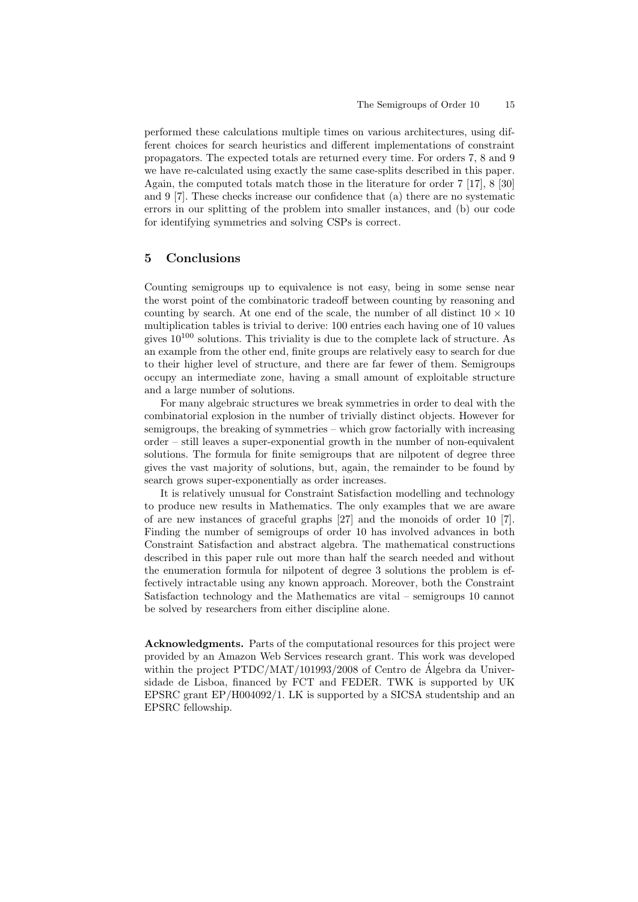performed these calculations multiple times on various architectures, using different choices for search heuristics and different implementations of constraint propagators. The expected totals are returned every time. For orders 7, 8 and 9 we have re-calculated using exactly the same case-splits described in this paper. Again, the computed totals match those in the literature for order 7 [17], 8 [30] and 9 [7]. These checks increase our confidence that (a) there are no systematic errors in our splitting of the problem into smaller instances, and (b) our code for identifying symmetries and solving CSPs is correct.

## 5 Conclusions

Counting semigroups up to equivalence is not easy, being in some sense near the worst point of the combinatoric tradeoff between counting by reasoning and counting by search. At one end of the scale, the number of all distinct $10 \times 10$ multiplication tables is trivial to derive: 100 entries each having one of 10 values gives $10^{100}$ solutions. This triviality is due to the complete lack of structure. As an example from the other end, finite groups are relatively easy to search for due to their higher level of structure, and there are far fewer of them. Semigroups occupy an intermediate zone, having a small amount of exploitable structure and a large number of solutions.

For many algebraic structures we break symmetries in order to deal with the combinatorial explosion in the number of trivially distinct objects. However for semigroups, the breaking of symmetries – which grow factorially with increasing order – still leaves a super-exponential growth in the number of non-equivalent solutions. The formula for finite semigroups that are nilpotent of degree three gives the vast majority of solutions, but, again, the remainder to be found by search grows super-exponentially as order increases.

It is relatively unusual for Constraint Satisfaction modelling and technology to produce new results in Mathematics. The only examples that we are aware of are new instances of graceful graphs [27] and the monoids of order 10 [7]. Finding the number of semigroups of order 10 has involved advances in both Constraint Satisfaction and abstract algebra. The mathematical constructions described in this paper rule out more than half the search needed and without the enumeration formula for nilpotent of degree 3 solutions the problem is effectively intractable using any known approach. Moreover, both the Constraint Satisfaction technology and the Mathematics are vital – semigroups 10 cannot be solved by researchers from either discipline alone.

**Acknowledgments.** Parts of the computational resources for this project were provided by an Amazon Web Services research grant. This work was developed within the project PTDC/MAT/101993/2008 of Centro de Álgebra da Universidade de Lisboa, financed by FCT and FEDER. TWK is supported by UK EPSRC grant EP/H004092/1. LK is supported by a SICSA studentship and an EPSRC fellowship.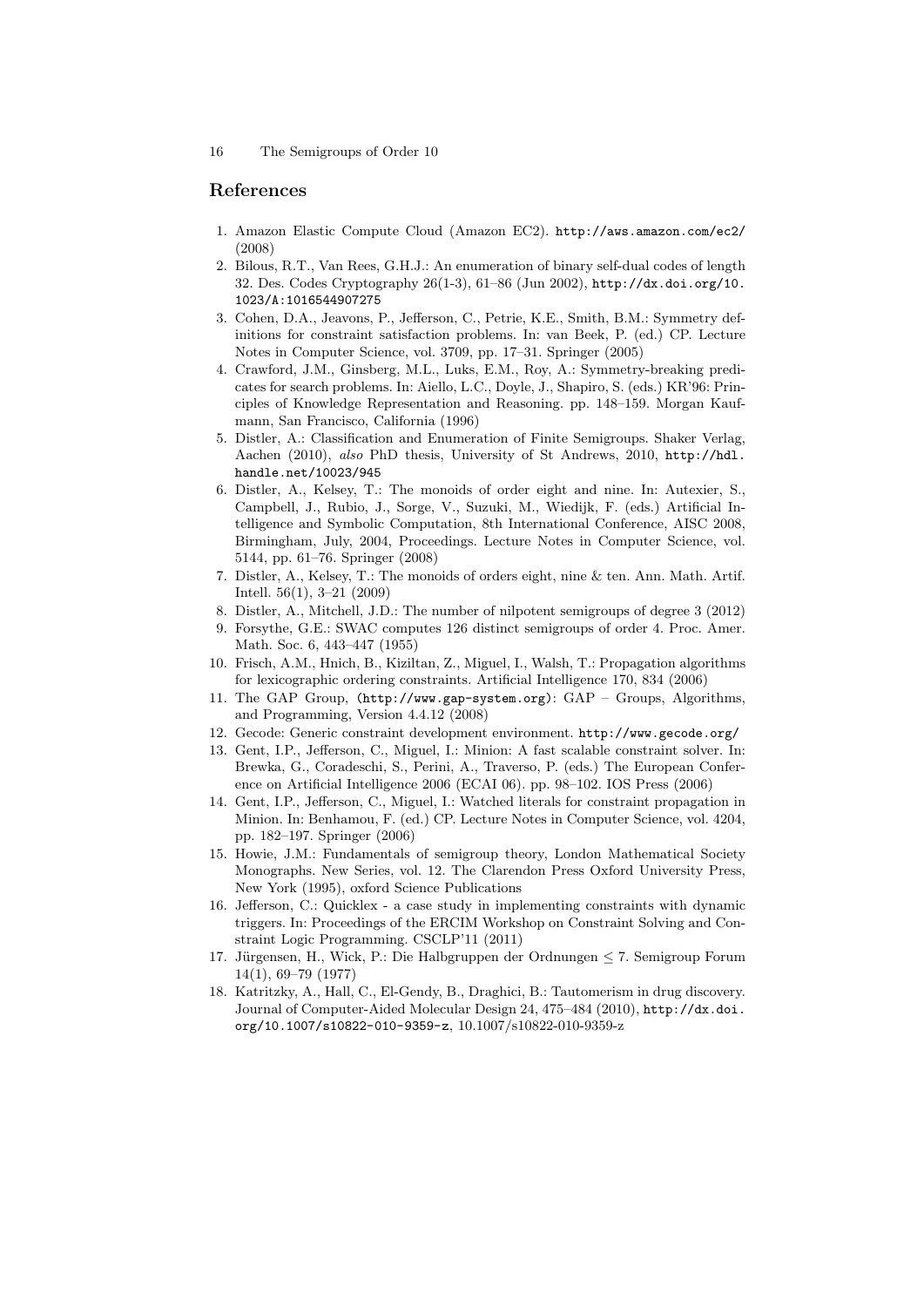## References

1. Amazon Elastic Compute Cloud (Amazon EC2). http://aws.amazon.com/ec2/ (2008)
2. Bilous, R.T., Van Rees, G.H.J.: An enumeration of binary self-dual codes of length 32. Des. Codes Cryptography 26(1-3), 61–86 (Jun 2002), http://dx.doi.org/10.1023/A:1016544907275
3. Cohen, D.A., Jeavons, P., Jefferson, C., Petrie, K.E., Smith, B.M.: Symmetry definitions for constraint satisfaction problems. In: van Beek, P. (ed.) CP. Lecture Notes in Computer Science, vol. 3709, pp. 17–31. Springer (2005)
4. Crawford, J.M., Ginsberg, M.L., Luks, E.M., Roy, A.: Symmetry-breaking predicates for search problems. In: Aiello, L.C., Doyle, J., Shapiro, S. (eds.) KR'96: Principles of Knowledge Representation and Reasoning. pp. 148–159. Morgan Kaufmann, San Francisco, California (1996)
5. Distler, A.: Classification and Enumeration of Finite Semigroups. Shaker Verlag, Aachen (2010), *also* PhD thesis, University of St Andrews, 2010, http://hdl.handle.net/10023/945
6. Distler, A., Kelsey, T.: The monoids of order eight and nine. In: Autexier, S., Campbell, J., Rubio, J., Sorge, V., Suzuki, M., Wiedijk, F. (eds.) Artificial Intelligence and Symbolic Computation, 8th International Conference, AISC 2008, Birmingham, July, 2004, Proceedings. Lecture Notes in Computer Science, vol. 5144, pp. 61–76. Springer (2008)
7. Distler, A., Kelsey, T.: The monoids of orders eight, nine & ten. Ann. Math. Artif. Intell. 56(1), 3–21 (2009)
8. Distler, A., Mitchell, J.D.: The number of nilpotent semigroups of degree 3 (2012)
9. Forsythe, G.E.: SWAC computes 126 distinct semigroups of order 4. Proc. Amer. Math. Soc. 6, 443–447 (1955)
10. Frisch, A.M., Hnich, B., Kiziltan, Z., Miguel, I., Walsh, T.: Propagation algorithms for lexicographic ordering constraints. Artificial Intelligence 170, 834 (2006)
11. The GAP Group, (http://www.gap-system.org): GAP – Groups, Algorithms, and Programming, Version 4.4.12 (2008)
12. Gecode: Generic constraint development environment. http://www.gecode.org/
13. Gent, I.P., Jefferson, C., Miguel, I.: Minion: A fast scalable constraint solver. In: Brewka, G., Coradeschi, S., Perini, A., Traverso, P. (eds.) The European Conference on Artificial Intelligence 2006 (ECAI 06). pp. 98–102. IOS Press (2006)
14. Gent, I.P., Jefferson, C., Miguel, I.: Watched literals for constraint propagation in Minion. In: Benhamou, F. (ed.) CP. Lecture Notes in Computer Science, vol. 4204, pp. 182–197. Springer (2006)
15. Howie, J.M.: Fundamentals of semigroup theory, London Mathematical Society Monographs. New Series, vol. 12. The Clarendon Press Oxford University Press, New York (1995), oxford Science Publications
16. Jefferson, C.: Quicklex - a case study in implementing constraints with dynamic triggers. In: Proceedings of the ERCIM Workshop on Constraint Solving and Constraint Logic Programming. CSCLP'11 (2011)
17. Jürgensen, H., Wick, P.: Die Halbgruppen der Ordnungen $\leq 7$. Semigroup Forum 14(1), 69–79 (1977)
18. Katritzky, A., Hall, C., El-Gendy, B., Draghici, B.: Tautomerism in drug discovery. Journal of Computer-Aided Molecular Design 24, 475–484 (2010), http://dx.doi.org/10.1007/s10822-010-9359-z, 10.1007/s10822-010-9359-z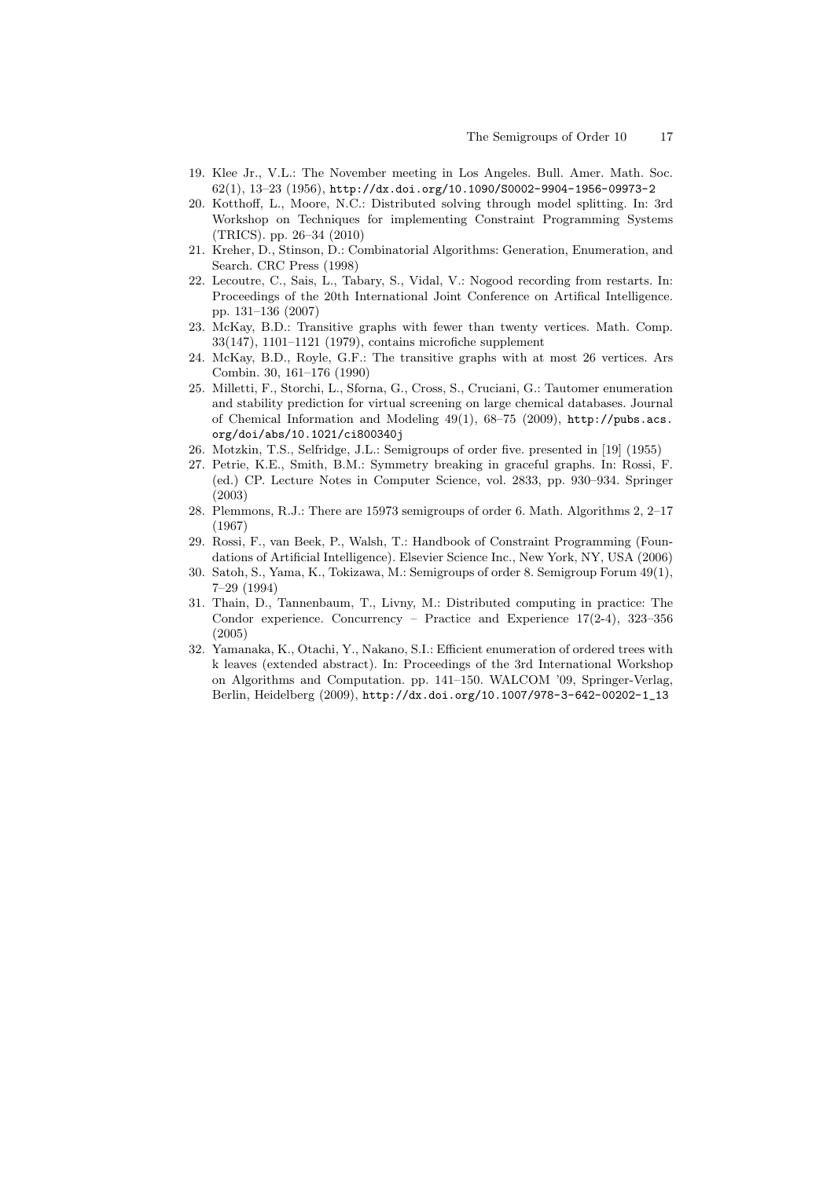19. Klee Jr., V.L.: The November meeting in Los Angeles. Bull. Amer. Math. Soc. 62(1), 13–23 (1956), http://dx.doi.org/10.1090/S0002-9904-1956-09973-2
20. Kotthoff, L., Moore, N.C.: Distributed solving through model splitting. In: 3rd Workshop on Techniques for implementing Constraint Programming Systems (TRICS). pp. 26–34 (2010)
21. Kreher, D., Stinson, D.: Combinatorial Algorithms: Generation, Enumeration, and Search. CRC Press (1998)
22. Lecoutre, C., Sais, L., Tabary, S., Vidal, V.: Nogood recording from restarts. In: Proceedings of the 20th International Joint Conference on Artifical Intelligence. pp. 131–136 (2007)
23. McKay, B.D.: Transitive graphs with fewer than twenty vertices. Math. Comp. 33(147), 1101–1121 (1979), contains microfiche supplement
24. McKay, B.D., Royle, G.F.: The transitive graphs with at most 26 vertices. Ars Combin. 30, 161–176 (1990)
25. Milletti, F., Storchi, L., Sforna, G., Cross, S., Cruciani, G.: Tautomer enumeration and stability prediction for virtual screening on large chemical databases. Journal of Chemical Information and Modeling 49(1), 68–75 (2009), http://pubs.acs.org/doi/abs/10.1021/ci800340j
26. Motzkin, T.S., Selfridge, J.L.: Semigroups of order five. presented in [19] (1955)
27. Petrie, K.E., Smith, B.M.: Symmetry breaking in graceful graphs. In: Rossi, F. (ed.) CP. Lecture Notes in Computer Science, vol. 2833, pp. 930–934. Springer (2003)
28. Plemmons, R.J.: There are 15973 semigroups of order 6. Math. Algorithms 2, 2–17 (1967)
29. Rossi, F., van Beek, P., Walsh, T.: Handbook of Constraint Programming (Foundations of Artificial Intelligence). Elsevier Science Inc., New York, NY, USA (2006)
30. Satoh, S., Yama, K., Tokizawa, M.: Semigroups of order 8. Semigroup Forum 49(1), 7–29 (1994)
31. Thain, D., Tannenbaum, T., Livny, M.: Distributed computing in practice: The Condor experience. Concurrency – Practice and Experience 17(2-4), 323–356 (2005)
32. Yamanaka, K., Otachi, Y., Nakano, S.I.: Efficient enumeration of ordered trees with k leaves (extended abstract). In: Proceedings of the 3rd International Workshop on Algorithms and Computation. pp. 141–150. WALCOM '09, Springer-Verlag, Berlin, Heidelberg (2009), http://dx.doi.org/10.1007/978-3-642-00202-1_13